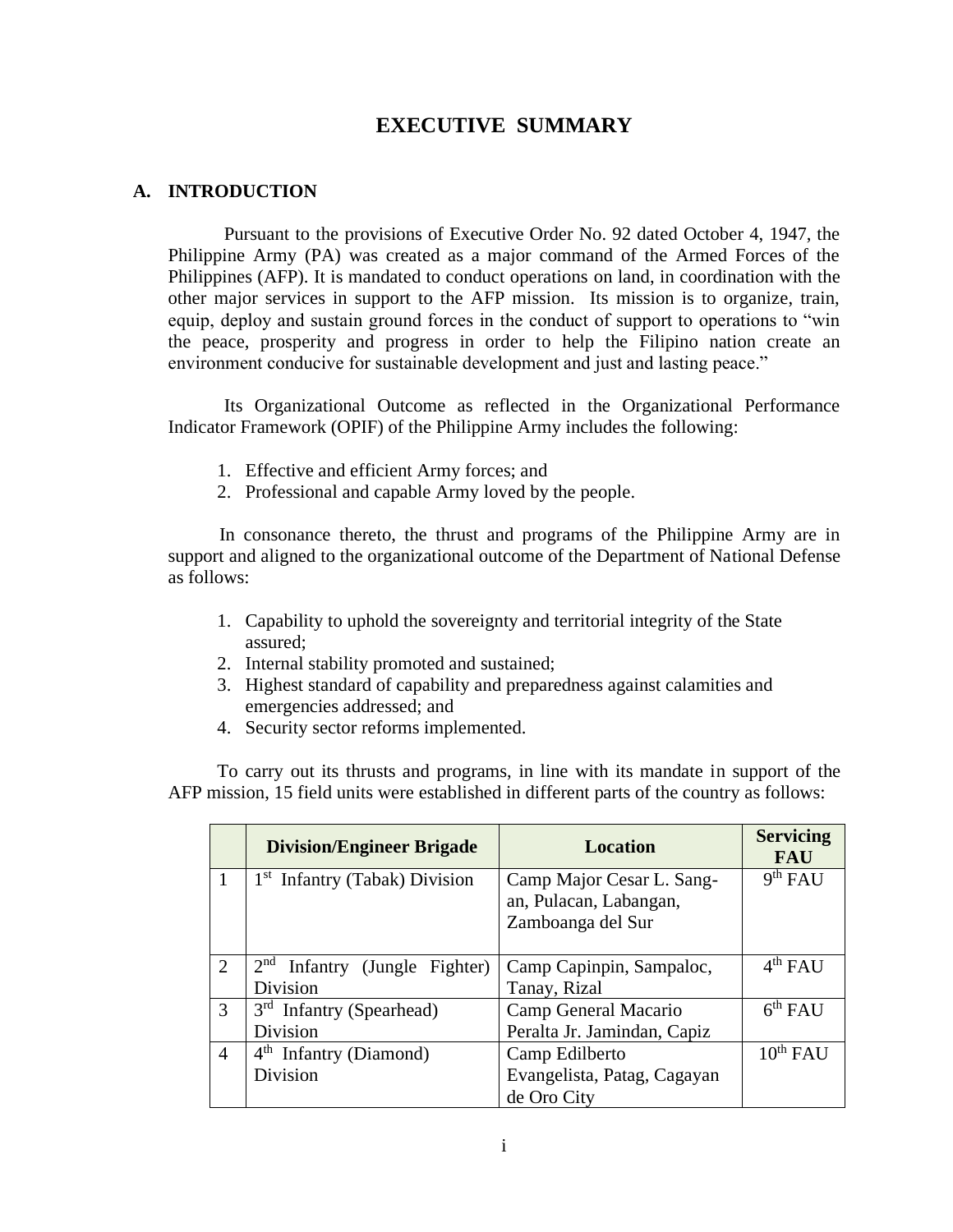# EXECUTIVE SUMMARY

## A. INTRODUCTION

Pursuant to the provisions of Executive Order No. 92 dated October 4, 1947, the Philippine Army (PA) was created as a major command of the Armed Forces of the Philippines (AFP). It is mandated to conduct operations on land, in coordination with the other major services in support to the AFP mission. Its mission is to organize, train, equip, deploy and sustain ground forces in the conduct of support to operations to "win the peace, prosperity and progress in order to help the Filipino nation create an environment conducive for sustainable development and just and lasting peace."

Its Organizational Outcome as reflected in the Organizational Performance Indicator Framework (OPIF) of the Philippine Army includes the following:

1. Effective and efficient Army forces; and
2. Professional and capable Army loved by the people.

In consonance thereto, the thrust and programs of the Philippine Army are in support and aligned to the organizational outcome of the Department of National Defense as follows:

1. Capability to uphold the sovereignty and territorial integrity of the State assured;
2. Internal stability promoted and sustained;
3. Highest standard of capability and preparedness against calamities and emergencies addressed; and
4. Security sector reforms implemented.

To carry out its thrusts and programs, in line with its mandate in support of the AFP mission, 15 field units were established in different parts of the country as follows:

| | Division/Engineer Brigade | Location | Servicing FAU |
|---|---|---|---|
| 1 | 1st Infantry (Tabak) Division | Camp Major Cesar L. Sang-an, Pulacan, Labangan, Zamboanga del Sur | 9th FAU |
| 2 | 2nd Infantry (Jungle Fighter) Division | Camp Capinpin, Sampaloc, Tanay, Rizal | 4th FAU |
| 3 | 3rd Infantry (Spearhead) Division | Camp General Macario Peralta Jr. Jamindan, Capiz | 6th FAU |
| 4 | 4th Infantry (Diamond) Division | Camp Edilberto Evangelista, Patag, Cagayan de Oro City | 10th FAU |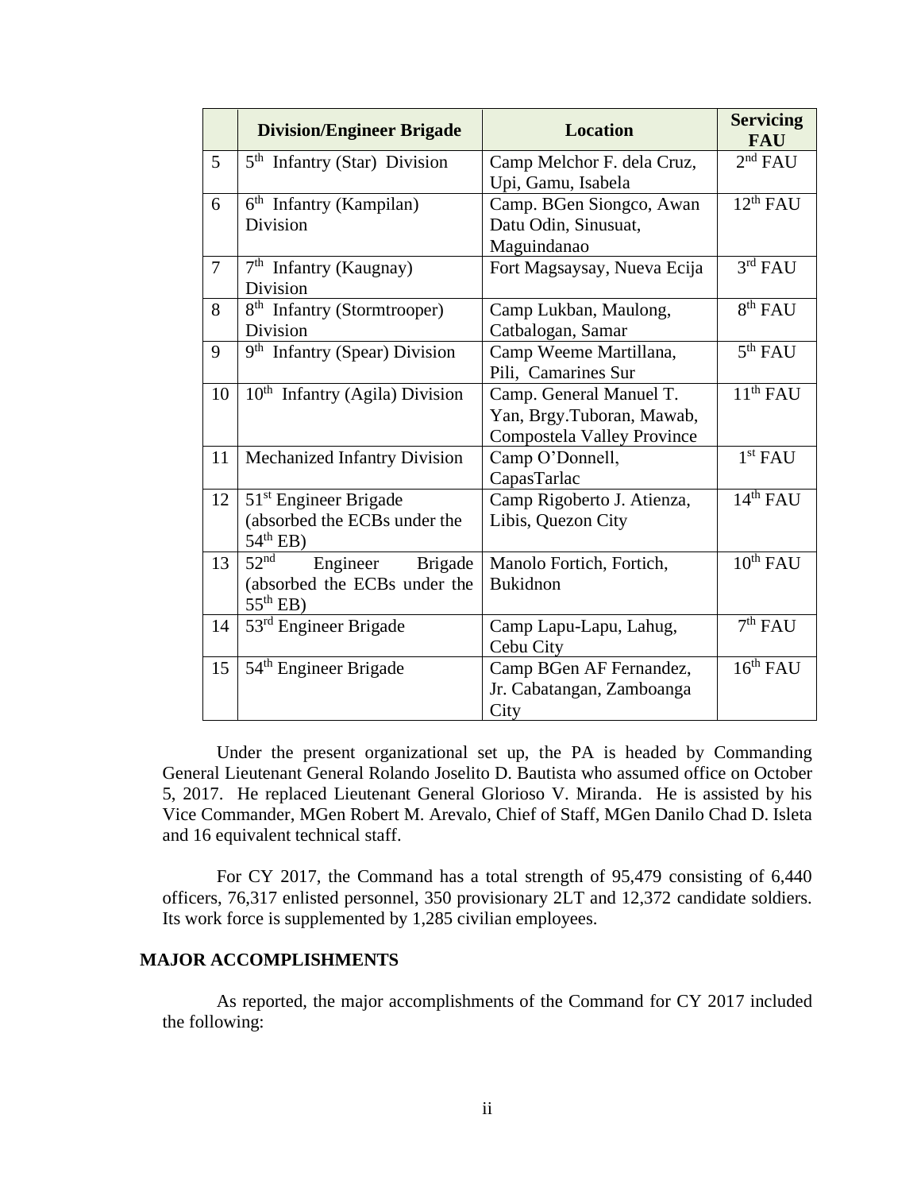|  | Division/Engineer Brigade | Location | Servicing FAU |
|---|---|---|---|
| 5 | 5th Infantry (Star) Division | Camp Melchor F. dela Cruz, Upi, Gamu, Isabela | 2nd FAU |
| 6 | 6th Infantry (Kampilan) Division | Camp. BGen Siongco, Awan Datu Odin, Sinusuat, Maguindanao | 12th FAU |
| 7 | 7th Infantry (Kaugnay) Division | Fort Magsaysay, Nueva Ecija | 3rd FAU |
| 8 | 8th Infantry (Stormtrooper) Division | Camp Lukban, Maulong, Catbalogan, Samar | 8th FAU |
| 9 | 9th Infantry (Spear) Division | Camp Weeme Martillana, Pili, Camarines Sur | 5th FAU |
| 10 | 10th Infantry (Agila) Division | Camp. General Manuel T. Yan, Brgy.Tuboran, Mawab, Compostela Valley Province | 11th FAU |
| 11 | Mechanized Infantry Division | Camp O'Donnell, CapasTarlac | 1st FAU |
| 12 | 51st Engineer Brigade (absorbed the ECBs under the 54th EB) | Camp Rigoberto J. Atienza, Libis, Quezon City | 14th FAU |
| 13 | 52nd Engineer Brigade (absorbed the ECBs under the 55th EB) | Manolo Fortich, Fortich, Bukidnon | 10th FAU |
| 14 | 53rd Engineer Brigade | Camp Lapu-Lapu, Lahug, Cebu City | 7th FAU |
| 15 | 54th Engineer Brigade | Camp BGen AF Fernandez, Jr. Cabatangan, Zamboanga City | 16th FAU |

Under the present organizational set up, the PA is headed by Commanding General Lieutenant General Rolando Joselito D. Bautista who assumed office on October 5, 2017. He replaced Lieutenant General Glorioso V. Miranda. He is assisted by his Vice Commander, MGen Robert M. Arevalo, Chief of Staff, MGen Danilo Chad D. Isleta and 16 equivalent technical staff.

For CY 2017, the Command has a total strength of 95,479 consisting of 6,440 officers, 76,317 enlisted personnel, 350 provisionary 2LT and 12,372 candidate soldiers. Its work force is supplemented by 1,285 civilian employees.

## MAJOR ACCOMPLISHMENTS

As reported, the major accomplishments of the Command for CY 2017 included the following: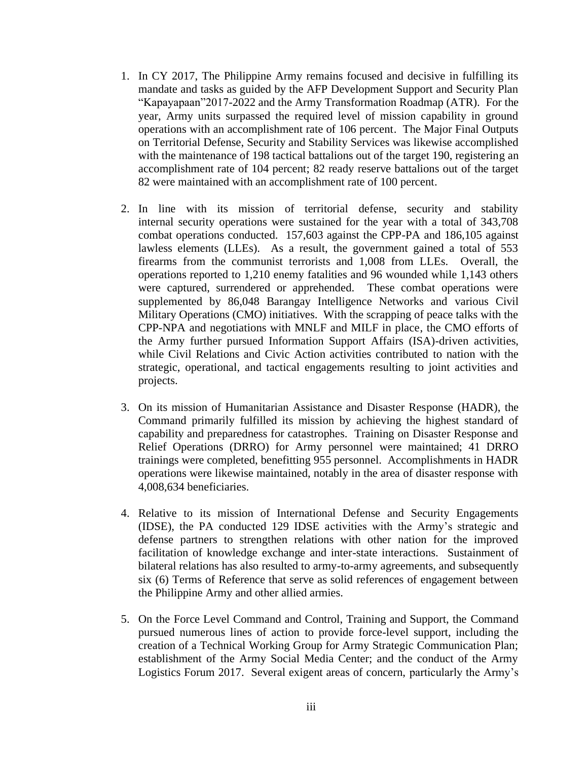1. In CY 2017, The Philippine Army remains focused and decisive in fulfilling its mandate and tasks as guided by the AFP Development Support and Security Plan "Kapayapaan"2017-2022 and the Army Transformation Roadmap (ATR). For the year, Army units surpassed the required level of mission capability in ground operations with an accomplishment rate of 106 percent. The Major Final Outputs on Territorial Defense, Security and Stability Services was likewise accomplished with the maintenance of 198 tactical battalions out of the target 190, registering an accomplishment rate of 104 percent; 82 ready reserve battalions out of the target 82 were maintained with an accomplishment rate of 100 percent.

2. In line with its mission of territorial defense, security and stability internal security operations were sustained for the year with a total of 343,708 combat operations conducted. 157,603 against the CPP-PA and 186,105 against lawless elements (LLEs). As a result, the government gained a total of 553 firearms from the communist terrorists and 1,008 from LLEs. Overall, the operations reported to 1,210 enemy fatalities and 96 wounded while 1,143 others were captured, surrendered or apprehended. These combat operations were supplemented by 86,048 Barangay Intelligence Networks and various Civil Military Operations (CMO) initiatives. With the scrapping of peace talks with the CPP-NPA and negotiations with MNLF and MILF in place, the CMO efforts of the Army further pursued Information Support Affairs (ISA)-driven activities, while Civil Relations and Civic Action activities contributed to nation with the strategic, operational, and tactical engagements resulting to joint activities and projects.

3. On its mission of Humanitarian Assistance and Disaster Response (HADR), the Command primarily fulfilled its mission by achieving the highest standard of capability and preparedness for catastrophes. Training on Disaster Response and Relief Operations (DRRO) for Army personnel were maintained; 41 DRRO trainings were completed, benefitting 955 personnel. Accomplishments in HADR operations were likewise maintained, notably in the area of disaster response with 4,008,634 beneficiaries.

4. Relative to its mission of International Defense and Security Engagements (IDSE), the PA conducted 129 IDSE activities with the Army's strategic and defense partners to strengthen relations with other nation for the improved facilitation of knowledge exchange and inter-state interactions. Sustainment of bilateral relations has also resulted to army-to-army agreements, and subsequently six (6) Terms of Reference that serve as solid references of engagement between the Philippine Army and other allied armies.

5. On the Force Level Command and Control, Training and Support, the Command pursued numerous lines of action to provide force-level support, including the creation of a Technical Working Group for Army Strategic Communication Plan; establishment of the Army Social Media Center; and the conduct of the Army Logistics Forum 2017. Several exigent areas of concern, particularly the Army's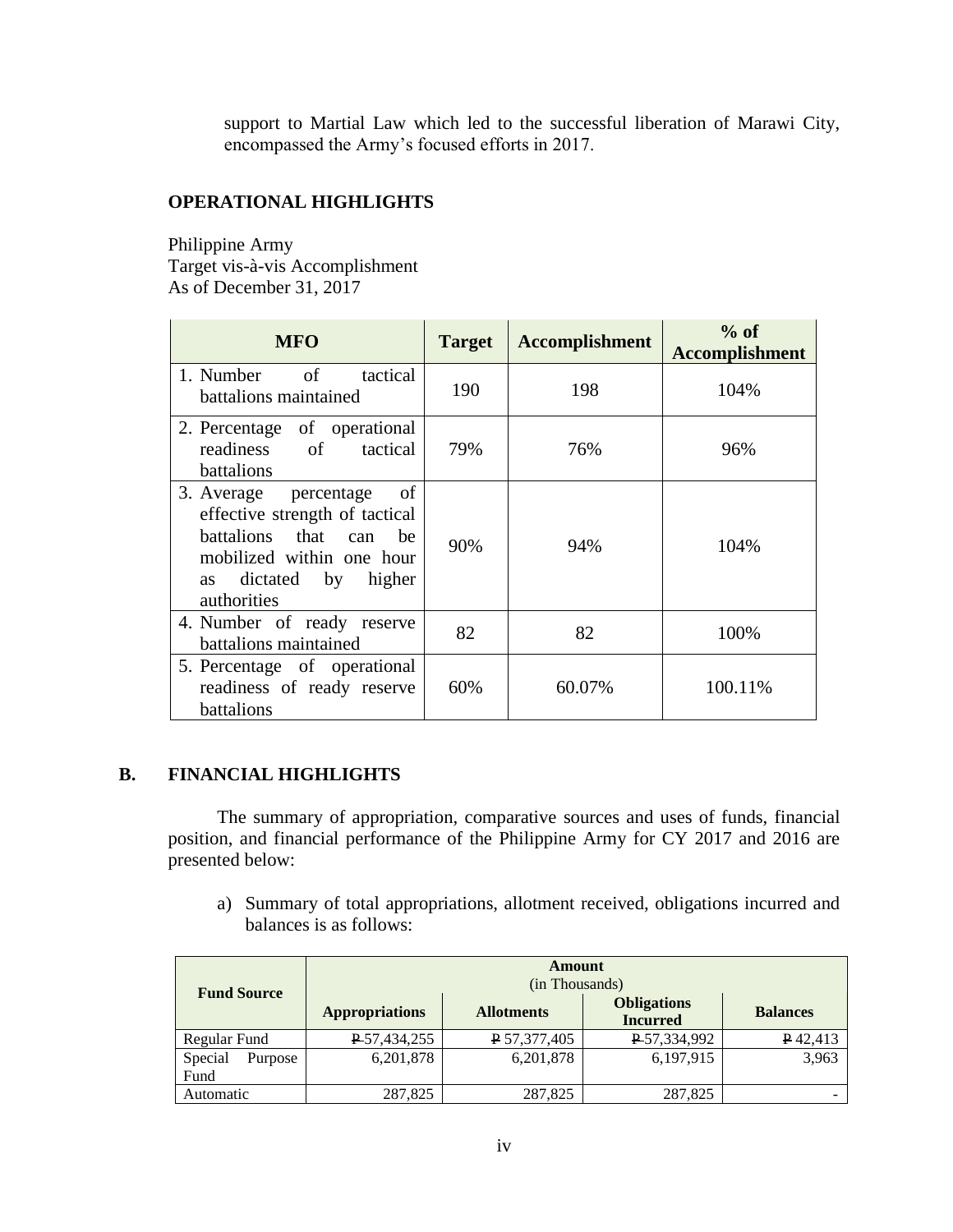support to Martial Law which led to the successful liberation of Marawi City, encompassed the Army's focused efforts in 2017.

## OPERATIONAL HIGHLIGHTS

Philippine Army
Target vis-à-vis Accomplishment
As of December 31, 2017

| MFO | Target | Accomplishment | % of Accomplishment |
|---|---|---|---|
| 1. Number of tactical battalions maintained | 190 | 198 | 104% |
| 2. Percentage of operational readiness of tactical battalions | 79% | 76% | 96% |
| 3. Average percentage of effective strength of tactical battalions that can be mobilized within one hour as dictated by higher authorities | 90% | 94% | 104% |
| 4. Number of ready reserve battalions maintained | 82 | 82 | 100% |
| 5. Percentage of operational readiness of ready reserve battalions | 60% | 60.07% | 100.11% |

## B. FINANCIAL HIGHLIGHTS

The summary of appropriation, comparative sources and uses of funds, financial position, and financial performance of the Philippine Army for CY 2017 and 2016 are presented below:

a) Summary of total appropriations, allotment received, obligations incurred and balances is as follows:

| Fund Source | Amount (in Thousands) | | | |
|---|---|---|---|---|
| | Appropriations | Allotments | Obligations Incurred | Balances |
| Regular Fund | ₱57,434,255 | ₱57,377,405 | ₱57,334,992 | ₱42,413 |
| Special Purpose Fund | 6,201,878 | 6,201,878 | 6,197,915 | 3,963 |
| Automatic | 287,825 | 287,825 | 287,825 | - |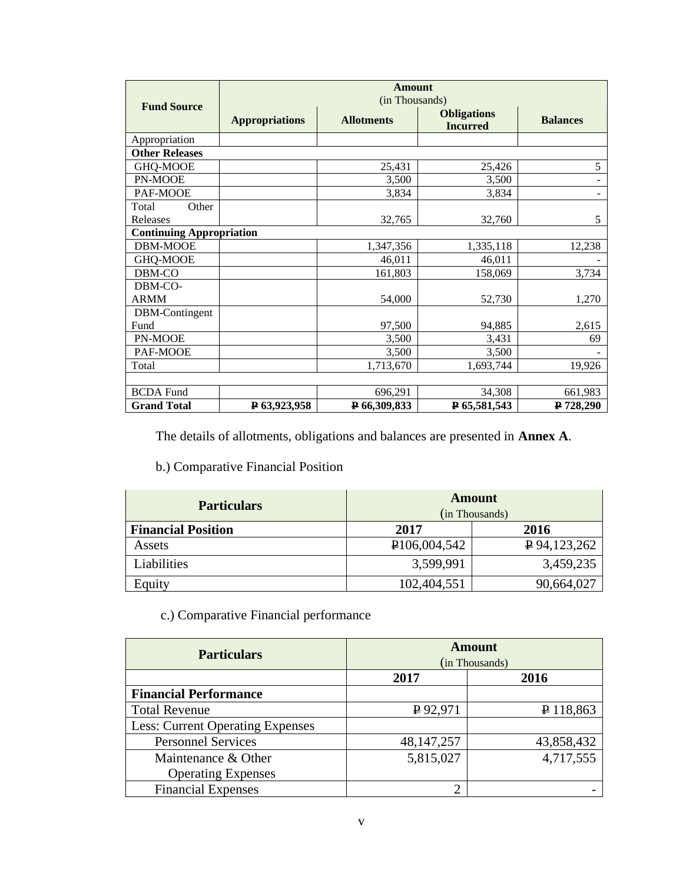| Fund Source | Amount (in Thousands) | | | |
|---|---|---|---|---|
| | Appropriations | Allotments | Obligations Incurred | Balances |
| Appropriation | | | | |
| **Other Releases** | | | | |
| GHQ-MOOE | | 25,431 | 25,426 | 5 |
| PN-MOOE | | 3,500 | 3,500 | - |
| PAF-MOOE | | 3,834 | 3,834 | - |
| Total Other Releases | | 32,765 | 32,760 | 5 |
| **Continuing Appropriation** | | | | |
| DBM-MOOE | | 1,347,356 | 1,335,118 | 12,238 |
| GHQ-MOOE | | 46,011 | 46,011 | - |
| DBM-CO | | 161,803 | 158,069 | 3,734 |
| DBM-CO-ARMM | | 54,000 | 52,730 | 1,270 |
| DBM-Contingent Fund | | 97,500 | 94,885 | 2,615 |
| PN-MOOE | | 3,500 | 3,431 | 69 |
| PAF-MOOE | | 3,500 | 3,500 | - |
| Total | | 1,713,670 | 1,693,744 | 19,926 |
| | | | | |
| BCDA Fund | | 696,291 | 34,308 | 661,983 |
| **Grand Total** | **₱ 63,923,958** | **₱ 66,309,833** | **₱ 65,581,543** | **₱ 728,290** |

The details of allotments, obligations and balances are presented in **Annex A**.

b.) Comparative Financial Position

| Particulars | Amount (in Thousands) | |
|---|---|---|
| **Financial Position** | **2017** | **2016** |
| Assets | ₱106,004,542 | ₱ 94,123,262 |
| Liabilities | 3,599,991 | 3,459,235 |
| Equity | 102,404,551 | 90,664,027 |

c.) Comparative Financial performance

| Particulars | Amount (in Thousands) | |
|---|---|---|
| | **2017** | **2016** |
| **Financial Performance** | | |
| Total Revenue | ₱ 92,971 | ₱ 118,863 |
| Less: Current Operating Expenses | | |
| Personnel Services | 48,147,257 | 43,858,432 |
| Maintenance & Other Operating Expenses | 5,815,027 | 4,717,555 |
| Financial Expenses | 2 | - |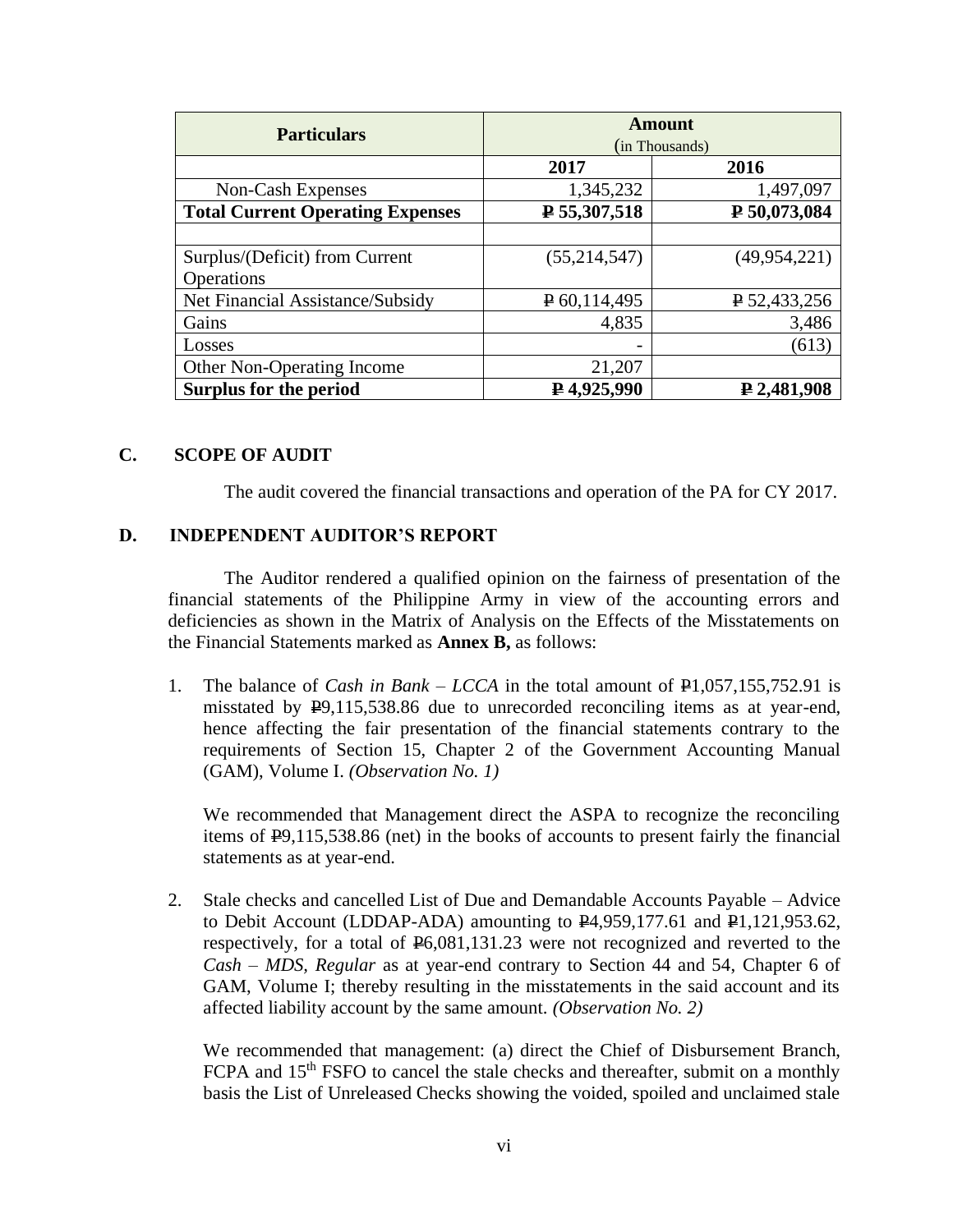| Particulars | Amount (in Thousands) | |
|---|---|---|
| | **2017** | **2016** |
| Non-Cash Expenses | 1,345,232 | 1,497,097 |
| **Total Current Operating Expenses** | **₱ 55,307,518** | **₱ 50,073,084** |
| | | |
| Surplus/(Deficit) from Current Operations | (55,214,547) | (49,954,221) |
| Net Financial Assistance/Subsidy | ₱ 60,114,495 | ₱ 52,433,256 |
| Gains | 4,835 | 3,486 |
| Losses | - | (613) |
| Other Non-Operating Income | 21,207 | |
| **Surplus for the period** | **₱ 4,925,990** | **₱ 2,481,908** |

## C. SCOPE OF AUDIT

The audit covered the financial transactions and operation of the PA for CY 2017.

## D. INDEPENDENT AUDITOR'S REPORT

The Auditor rendered a qualified opinion on the fairness of presentation of the financial statements of the Philippine Army in view of the accounting errors and deficiencies as shown in the Matrix of Analysis on the Effects of the Misstatements on the Financial Statements marked as **Annex B,** as follows:

1. The balance of *Cash in Bank – LCCA* in the total amount of ₱1,057,155,752.91 is misstated by ₱9,115,538.86 due to unrecorded reconciling items as at year-end, hence affecting the fair presentation of the financial statements contrary to the requirements of Section 15, Chapter 2 of the Government Accounting Manual (GAM), Volume I. *(Observation No. 1)*

   We recommended that Management direct the ASPA to recognize the reconciling items of ₱9,115,538.86 (net) in the books of accounts to present fairly the financial statements as at year-end.

2. Stale checks and cancelled List of Due and Demandable Accounts Payable – Advice to Debit Account (LDDAP-ADA) amounting to ₱4,959,177.61 and ₱1,121,953.62, respectively, for a total of ₱6,081,131.23 were not recognized and reverted to the *Cash – MDS, Regular* as at year-end contrary to Section 44 and 54, Chapter 6 of GAM, Volume I; thereby resulting in the misstatements in the said account and its affected liability account by the same amount. *(Observation No. 2)*

   We recommended that management: (a) direct the Chief of Disbursement Branch, FCPA and 15th FSFO to cancel the stale checks and thereafter, submit on a monthly basis the List of Unreleased Checks showing the voided, spoiled and unclaimed stale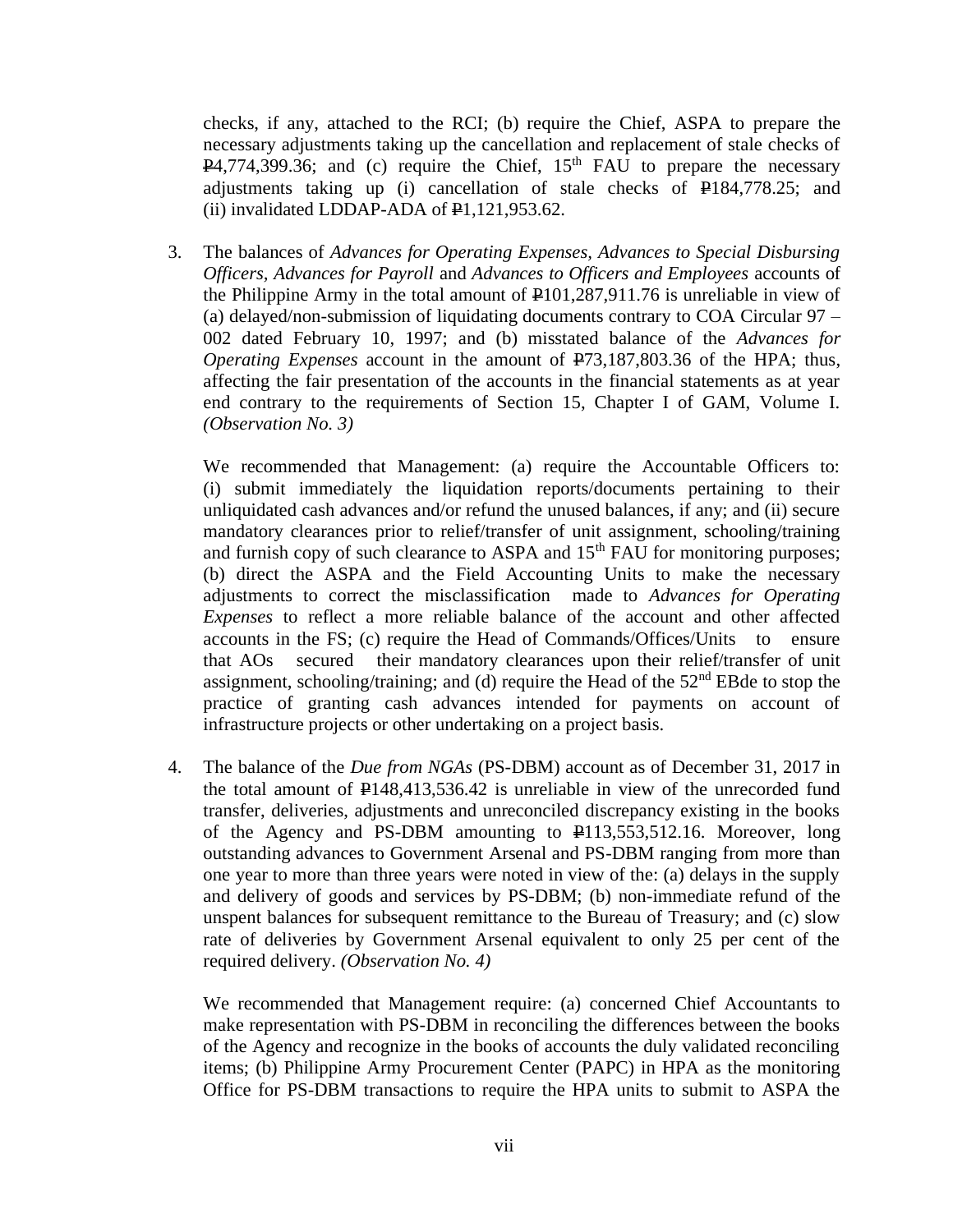checks, if any, attached to the RCI; (b) require the Chief, ASPA to prepare the necessary adjustments taking up the cancellation and replacement of stale checks of ₱4,774,399.36; and (c) require the Chief, 15th FAU to prepare the necessary adjustments taking up (i) cancellation of stale checks of ₱184,778.25; and (ii) invalidated LDDAP-ADA of ₱1,121,953.62.

3. The balances of *Advances for Operating Expenses*, *Advances to Special Disbursing Officers*, *Advances for Payroll* and *Advances to Officers and Employees* accounts of the Philippine Army in the total amount of ₱101,287,911.76 is unreliable in view of (a) delayed/non-submission of liquidating documents contrary to COA Circular 97 – 002 dated February 10, 1997; and (b) misstated balance of the *Advances for Operating Expenses* account in the amount of ₱73,187,803.36 of the HPA; thus, affecting the fair presentation of the accounts in the financial statements as at year end contrary to the requirements of Section 15, Chapter I of GAM, Volume I. *(Observation No. 3)*

   We recommended that Management: (a) require the Accountable Officers to: (i) submit immediately the liquidation reports/documents pertaining to their unliquidated cash advances and/or refund the unused balances, if any; and (ii) secure mandatory clearances prior to relief/transfer of unit assignment, schooling/training and furnish copy of such clearance to ASPA and 15th FAU for monitoring purposes; (b) direct the ASPA and the Field Accounting Units to make the necessary adjustments to correct the misclassification made to *Advances for Operating Expenses* to reflect a more reliable balance of the account and other affected accounts in the FS; (c) require the Head of Commands/Offices/Units to ensure that AOs secured their mandatory clearances upon their relief/transfer of unit assignment, schooling/training; and (d) require the Head of the 52nd EBde to stop the practice of granting cash advances intended for payments on account of infrastructure projects or other undertaking on a project basis.

4. The balance of the *Due from NGAs* (PS-DBM) account as of December 31, 2017 in the total amount of ₱148,413,536.42 is unreliable in view of the unrecorded fund transfer, deliveries, adjustments and unreconciled discrepancy existing in the books of the Agency and PS-DBM amounting to ₱113,553,512.16. Moreover, long outstanding advances to Government Arsenal and PS-DBM ranging from more than one year to more than three years were noted in view of the: (a) delays in the supply and delivery of goods and services by PS-DBM; (b) non-immediate refund of the unspent balances for subsequent remittance to the Bureau of Treasury; and (c) slow rate of deliveries by Government Arsenal equivalent to only 25 per cent of the required delivery. *(Observation No. 4)*

   We recommended that Management require: (a) concerned Chief Accountants to make representation with PS-DBM in reconciling the differences between the books of the Agency and recognize in the books of accounts the duly validated reconciling items; (b) Philippine Army Procurement Center (PAPC) in HPA as the monitoring Office for PS-DBM transactions to require the HPA units to submit to ASPA the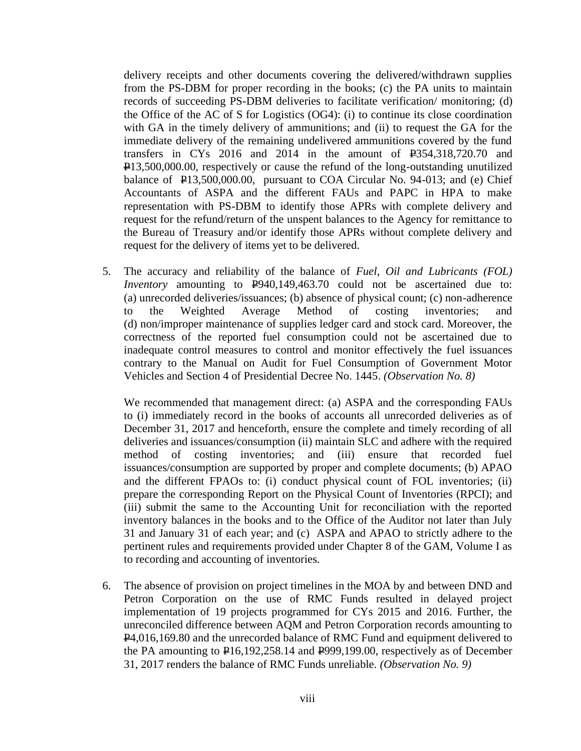delivery receipts and other documents covering the delivered/withdrawn supplies from the PS-DBM for proper recording in the books; (c) the PA units to maintain records of succeeding PS-DBM deliveries to facilitate verification/ monitoring; (d) the Office of the AC of S for Logistics (OG4): (i) to continue its close coordination with GA in the timely delivery of ammunitions; and (ii) to request the GA for the immediate delivery of the remaining undelivered ammunitions covered by the fund transfers in CYs 2016 and 2014 in the amount of ₱354,318,720.70 and ₱13,500,000.00, respectively or cause the refund of the long-outstanding unutilized balance of ₱13,500,000.00, pursuant to COA Circular No. 94-013; and (e) Chief Accountants of ASPA and the different FAUs and PAPC in HPA to make representation with PS-DBM to identify those APRs with complete delivery and request for the refund/return of the unspent balances to the Agency for remittance to the Bureau of Treasury and/or identify those APRs without complete delivery and request for the delivery of items yet to be delivered.

5. The accuracy and reliability of the balance of *Fuel, Oil and Lubricants (FOL) Inventory* amounting to ₱940,149,463.70 could not be ascertained due to: (a) unrecorded deliveries/issuances; (b) absence of physical count; (c) non-adherence to the Weighted Average Method of costing inventories; and (d) non/improper maintenance of supplies ledger card and stock card. Moreover, the correctness of the reported fuel consumption could not be ascertained due to inadequate control measures to control and monitor effectively the fuel issuances contrary to the Manual on Audit for Fuel Consumption of Government Motor Vehicles and Section 4 of Presidential Decree No. 1445. *(Observation No. 8)*

   We recommended that management direct: (a) ASPA and the corresponding FAUs to (i) immediately record in the books of accounts all unrecorded deliveries as of December 31, 2017 and henceforth, ensure the complete and timely recording of all deliveries and issuances/consumption (ii) maintain SLC and adhere with the required method of costing inventories; and (iii) ensure that recorded fuel issuances/consumption are supported by proper and complete documents; (b) APAO and the different FPAOs to: (i) conduct physical count of FOL inventories; (ii) prepare the corresponding Report on the Physical Count of Inventories (RPCI); and (iii) submit the same to the Accounting Unit for reconciliation with the reported inventory balances in the books and to the Office of the Auditor not later than July 31 and January 31 of each year; and (c) ASPA and APAO to strictly adhere to the pertinent rules and requirements provided under Chapter 8 of the GAM, Volume I as to recording and accounting of inventories.

6. The absence of provision on project timelines in the MOA by and between DND and Petron Corporation on the use of RMC Funds resulted in delayed project implementation of 19 projects programmed for CYs 2015 and 2016. Further, the unreconciled difference between AQM and Petron Corporation records amounting to ₱4,016,169.80 and the unrecorded balance of RMC Fund and equipment delivered to the PA amounting to ₱16,192,258.14 and ₱999,199.00, respectively as of December 31, 2017 renders the balance of RMC Funds unreliable. *(Observation No. 9)*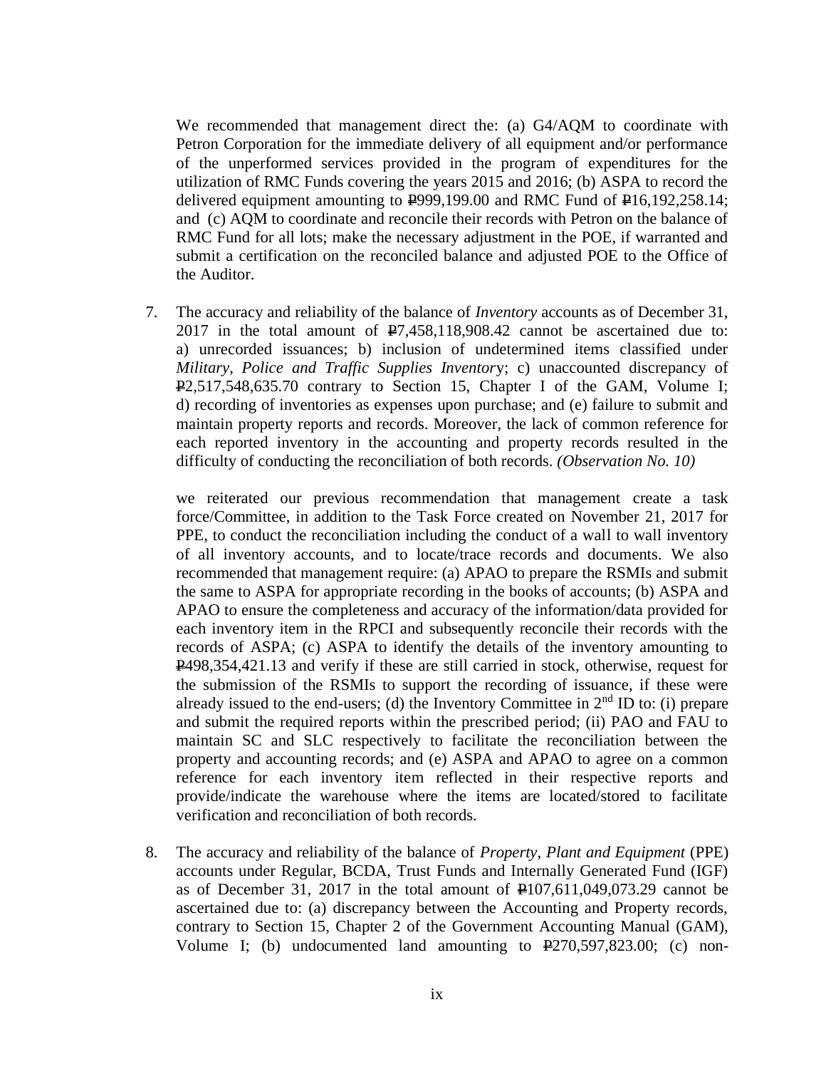We recommended that management direct the: (a) G4/AQM to coordinate with Petron Corporation for the immediate delivery of all equipment and/or performance of the unperformed services provided in the program of expenditures for the utilization of RMC Funds covering the years 2015 and 2016; (b) ASPA to record the delivered equipment amounting to ₱999,199.00 and RMC Fund of ₱16,192,258.14; and (c) AQM to coordinate and reconcile their records with Petron on the balance of RMC Fund for all lots; make the necessary adjustment in the POE, if warranted and submit a certification on the reconciled balance and adjusted POE to the Office of the Auditor.

7. The accuracy and reliability of the balance of *Inventory* accounts as of December 31, 2017 in the total amount of ₱7,458,118,908.42 cannot be ascertained due to: a) unrecorded issuances; b) inclusion of undetermined items classified under *Military, Police and Traffic Supplies Inventor*y; c) unaccounted discrepancy of ₱2,517,548,635.70 contrary to Section 15, Chapter I of the GAM, Volume I; d) recording of inventories as expenses upon purchase; and (e) failure to submit and maintain property reports and records. Moreover, the lack of common reference for each reported inventory in the accounting and property records resulted in the difficulty of conducting the reconciliation of both records. *(Observation No. 10)*

   we reiterated our previous recommendation that management create a task force/Committee, in addition to the Task Force created on November 21, 2017 for PPE, to conduct the reconciliation including the conduct of a wall to wall inventory of all inventory accounts, and to locate/trace records and documents. We also recommended that management require: (a) APAO to prepare the RSMIs and submit the same to ASPA for appropriate recording in the books of accounts; (b) ASPA and APAO to ensure the completeness and accuracy of the information/data provided for each inventory item in the RPCI and subsequently reconcile their records with the records of ASPA; (c) ASPA to identify the details of the inventory amounting to ₱498,354,421.13 and verify if these are still carried in stock, otherwise, request for the submission of the RSMIs to support the recording of issuance, if these were already issued to the end-users; (d) the Inventory Committee in 2nd ID to: (i) prepare and submit the required reports within the prescribed period; (ii) PAO and FAU to maintain SC and SLC respectively to facilitate the reconciliation between the property and accounting records; and (e) ASPA and APAO to agree on a common reference for each inventory item reflected in their respective reports and provide/indicate the warehouse where the items are located/stored to facilitate verification and reconciliation of both records.

8. The accuracy and reliability of the balance of *Property, Plant and Equipment* (PPE) accounts under Regular, BCDA, Trust Funds and Internally Generated Fund (IGF) as of December 31, 2017 in the total amount of ₱107,611,049,073.29 cannot be ascertained due to: (a) discrepancy between the Accounting and Property records, contrary to Section 15, Chapter 2 of the Government Accounting Manual (GAM), Volume I; (b) undocumented land amounting to ₱270,597,823.00; (c) non-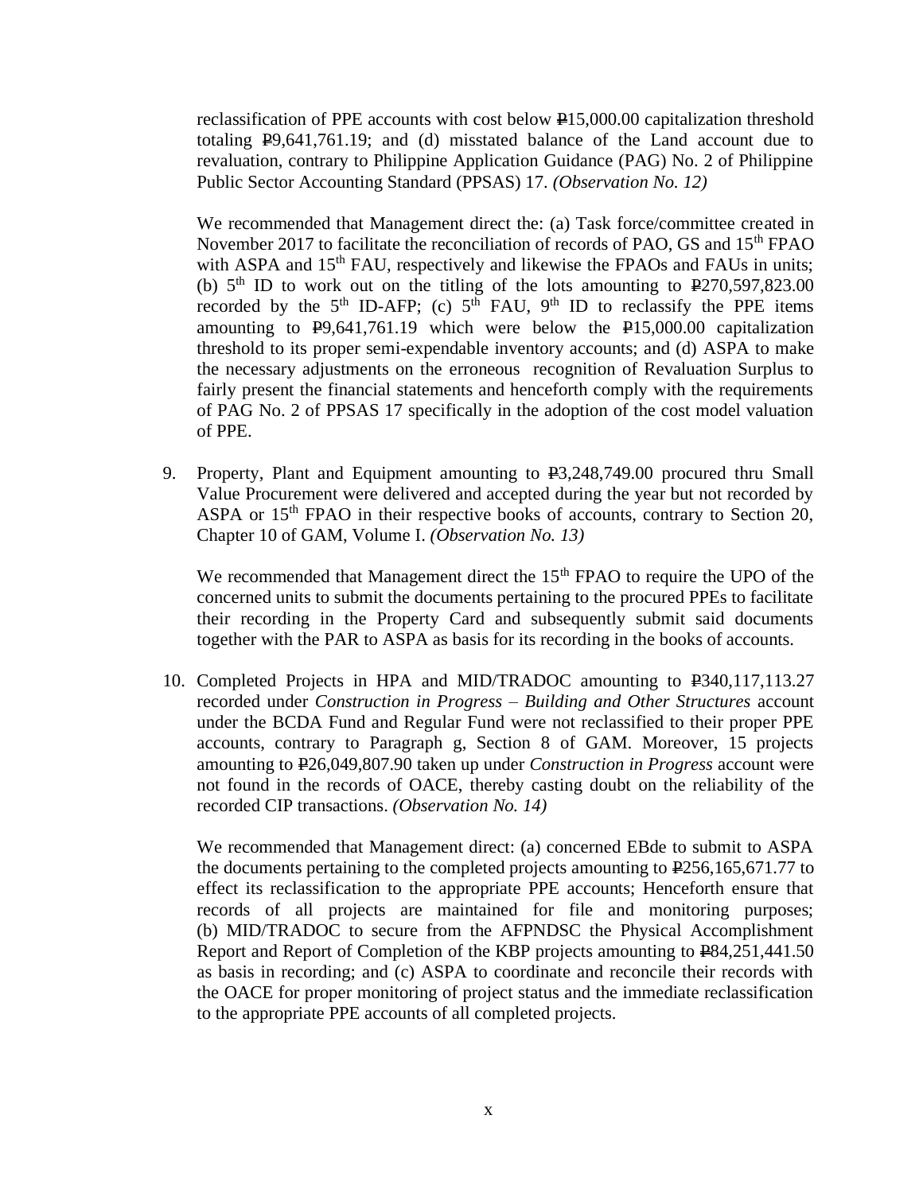reclassification of PPE accounts with cost below ₱15,000.00 capitalization threshold totaling ₱9,641,761.19; and (d) misstated balance of the Land account due to revaluation, contrary to Philippine Application Guidance (PAG) No. 2 of Philippine Public Sector Accounting Standard (PPSAS) 17. *(Observation No. 12)*

We recommended that Management direct the: (a) Task force/committee created in November 2017 to facilitate the reconciliation of records of PAO, GS and 15th FPAO with ASPA and 15th FAU, respectively and likewise the FPAOs and FAUs in units; (b) 5th ID to work out on the titling of the lots amounting to ₱270,597,823.00 recorded by the 5th ID-AFP; (c) 5th FAU, 9th ID to reclassify the PPE items amounting to ₱9,641,761.19 which were below the ₱15,000.00 capitalization threshold to its proper semi-expendable inventory accounts; and (d) ASPA to make the necessary adjustments on the erroneous recognition of Revaluation Surplus to fairly present the financial statements and henceforth comply with the requirements of PAG No. 2 of PPSAS 17 specifically in the adoption of the cost model valuation of PPE.

9. Property, Plant and Equipment amounting to ₱3,248,749.00 procured thru Small Value Procurement were delivered and accepted during the year but not recorded by ASPA or 15th FPAO in their respective books of accounts, contrary to Section 20, Chapter 10 of GAM, Volume I. *(Observation No. 13)*

   We recommended that Management direct the 15th FPAO to require the UPO of the concerned units to submit the documents pertaining to the procured PPEs to facilitate their recording in the Property Card and subsequently submit said documents together with the PAR to ASPA as basis for its recording in the books of accounts.

10. Completed Projects in HPA and MID/TRADOC amounting to ₱340,117,113.27 recorded under *Construction in Progress – Building and Other Structures* account under the BCDA Fund and Regular Fund were not reclassified to their proper PPE accounts, contrary to Paragraph g, Section 8 of GAM. Moreover, 15 projects amounting to ₱26,049,807.90 taken up under *Construction in Progress* account were not found in the records of OACE, thereby casting doubt on the reliability of the recorded CIP transactions. *(Observation No. 14)*

    We recommended that Management direct: (a) concerned EBde to submit to ASPA the documents pertaining to the completed projects amounting to ₱256,165,671.77 to effect its reclassification to the appropriate PPE accounts; Henceforth ensure that records of all projects are maintained for file and monitoring purposes; (b) MID/TRADOC to secure from the AFPNDSC the Physical Accomplishment Report and Report of Completion of the KBP projects amounting to ₱84,251,441.50 as basis in recording; and (c) ASPA to coordinate and reconcile their records with the OACE for proper monitoring of project status and the immediate reclassification to the appropriate PPE accounts of all completed projects.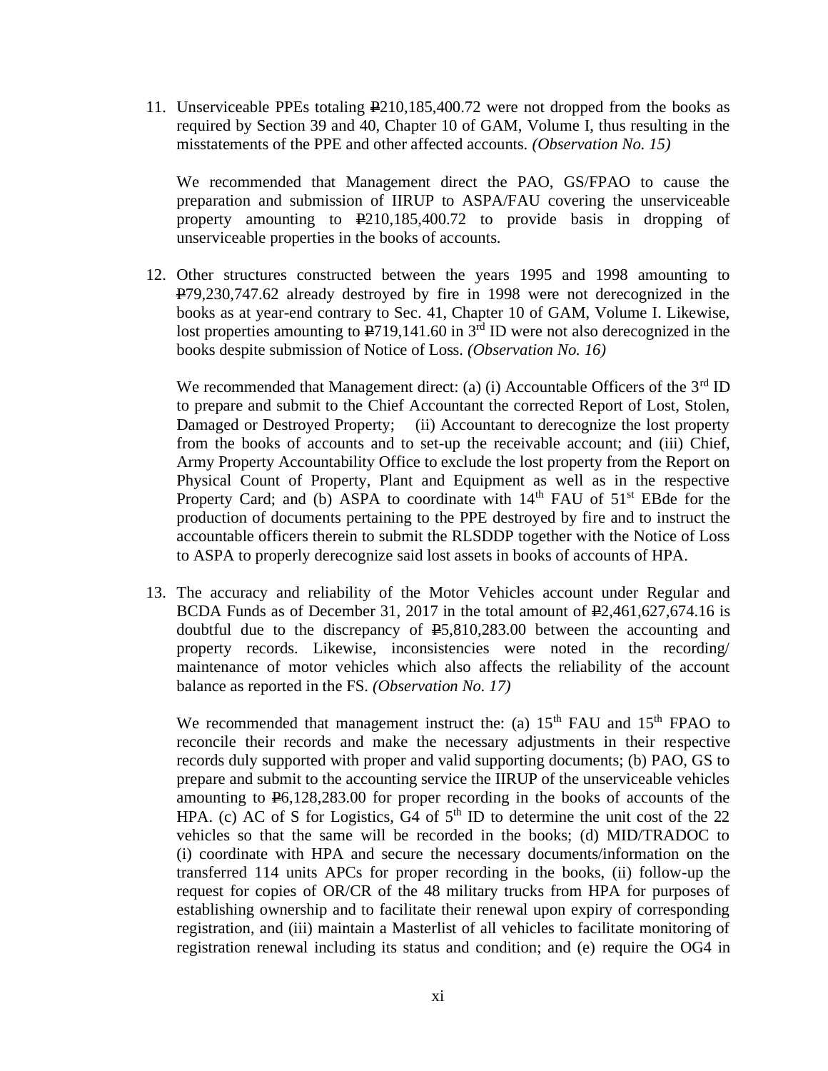11. Unserviceable PPEs totaling ₱210,185,400.72 were not dropped from the books as required by Section 39 and 40, Chapter 10 of GAM, Volume I, thus resulting in the misstatements of the PPE and other affected accounts. *(Observation No. 15)*

    We recommended that Management direct the PAO, GS/FPAO to cause the preparation and submission of IIRUP to ASPA/FAU covering the unserviceable property amounting to ₱210,185,400.72 to provide basis in dropping of unserviceable properties in the books of accounts.

12. Other structures constructed between the years 1995 and 1998 amounting to ₱79,230,747.62 already destroyed by fire in 1998 were not derecognized in the books as at year-end contrary to Sec. 41, Chapter 10 of GAM, Volume I. Likewise, lost properties amounting to ₱719,141.60 in 3rd ID were not also derecognized in the books despite submission of Notice of Loss. *(Observation No. 16)*

    We recommended that Management direct: (a) (i) Accountable Officers of the 3rd ID to prepare and submit to the Chief Accountant the corrected Report of Lost, Stolen, Damaged or Destroyed Property; (ii) Accountant to derecognize the lost property from the books of accounts and to set-up the receivable account; and (iii) Chief, Army Property Accountability Office to exclude the lost property from the Report on Physical Count of Property, Plant and Equipment as well as in the respective Property Card; and (b) ASPA to coordinate with 14th FAU of 51st EBde for the production of documents pertaining to the PPE destroyed by fire and to instruct the accountable officers therein to submit the RLSDDP together with the Notice of Loss to ASPA to properly derecognize said lost assets in books of accounts of HPA.

13. The accuracy and reliability of the Motor Vehicles account under Regular and BCDA Funds as of December 31, 2017 in the total amount of ₱2,461,627,674.16 is doubtful due to the discrepancy of ₱5,810,283.00 between the accounting and property records. Likewise, inconsistencies were noted in the recording/ maintenance of motor vehicles which also affects the reliability of the account balance as reported in the FS. *(Observation No. 17)*

    We recommended that management instruct the: (a) 15th FAU and 15th FPAO to reconcile their records and make the necessary adjustments in their respective records duly supported with proper and valid supporting documents; (b) PAO, GS to prepare and submit to the accounting service the IIRUP of the unserviceable vehicles amounting to ₱6,128,283.00 for proper recording in the books of accounts of the HPA. (c) AC of S for Logistics, G4 of 5th ID to determine the unit cost of the 22 vehicles so that the same will be recorded in the books; (d) MID/TRADOC to (i) coordinate with HPA and secure the necessary documents/information on the transferred 114 units APCs for proper recording in the books, (ii) follow-up the request for copies of OR/CR of the 48 military trucks from HPA for purposes of establishing ownership and to facilitate their renewal upon expiry of corresponding registration, and (iii) maintain a Masterlist of all vehicles to facilitate monitoring of registration renewal including its status and condition; and (e) require the OG4 in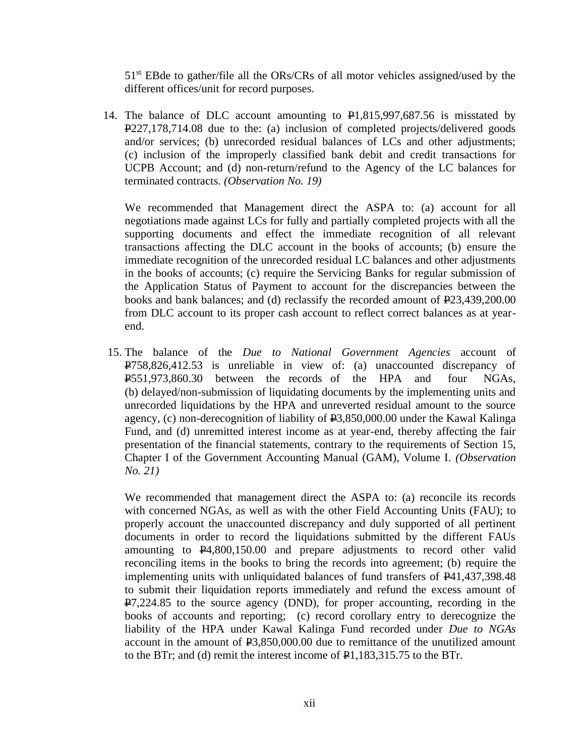51[st] EBde to gather/file all the ORs/CRs of all motor vehicles assigned/used by the different offices/unit for record purposes.

14. The balance of DLC account amounting to ₱1,815,997,687.56 is misstated by ₱227,178,714.08 due to the: (a) inclusion of completed projects/delivered goods and/or services; (b) unrecorded residual balances of LCs and other adjustments; (c) inclusion of the improperly classified bank debit and credit transactions for UCPB Account; and (d) non-return/refund to the Agency of the LC balances for terminated contracts. *(Observation No. 19)*

   We recommended that Management direct the ASPA to: (a) account for all negotiations made against LCs for fully and partially completed projects with all the supporting documents and effect the immediate recognition of all relevant transactions affecting the DLC account in the books of accounts; (b) ensure the immediate recognition of the unrecorded residual LC balances and other adjustments in the books of accounts; (c) require the Servicing Banks for regular submission of the Application Status of Payment to account for the discrepancies between the books and bank balances; and (d) reclassify the recorded amount of ₱23,439,200.00 from DLC account to its proper cash account to reflect correct balances as at year-end.

15. The balance of the *Due to National Government Agencies* account of ₱758,826,412.53 is unreliable in view of: (a) unaccounted discrepancy of ₱551,973,860.30 between the records of the HPA and four NGAs, (b) delayed/non-submission of liquidating documents by the implementing units and unrecorded liquidations by the HPA and unreverted residual amount to the source agency, (c) non-derecognition of liability of ₱3,850,000.00 under the Kawal Kalinga Fund, and (d) unremitted interest income as at year-end, thereby affecting the fair presentation of the financial statements, contrary to the requirements of Section 15, Chapter I of the Government Accounting Manual (GAM), Volume I. *(Observation No. 21)*

   We recommended that management direct the ASPA to: (a) reconcile its records with concerned NGAs, as well as with the other Field Accounting Units (FAU); to properly account the unaccounted discrepancy and duly supported of all pertinent documents in order to record the liquidations submitted by the different FAUs amounting to ₱4,800,150.00 and prepare adjustments to record other valid reconciling items in the books to bring the records into agreement; (b) require the implementing units with unliquidated balances of fund transfers of ₱41,437,398.48 to submit their liquidation reports immediately and refund the excess amount of ₱7,224.85 to the source agency (DND), for proper accounting, recording in the books of accounts and reporting; (c) record corollary entry to derecognize the liability of the HPA under Kawal Kalinga Fund recorded under *Due to NGAs* account in the amount of ₱3,850,000.00 due to remittance of the unutilized amount to the BTr; and (d) remit the interest income of ₱1,183,315.75 to the BTr.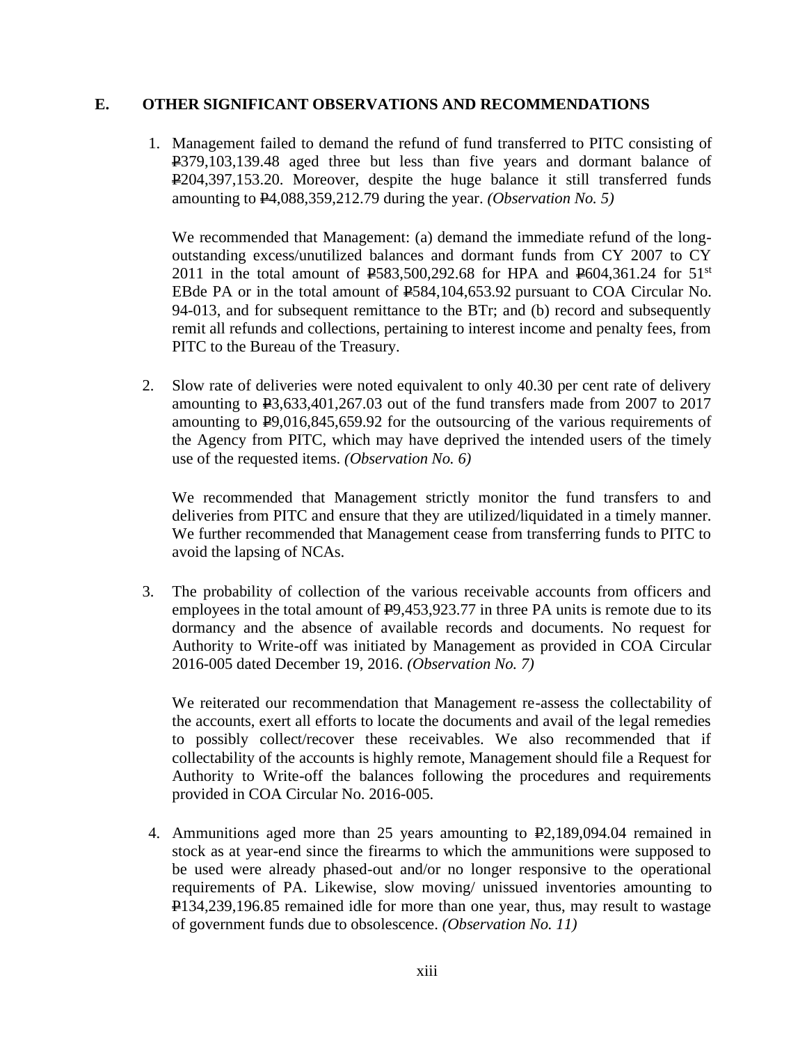## E. OTHER SIGNIFICANT OBSERVATIONS AND RECOMMENDATIONS

1. Management failed to demand the refund of fund transferred to PITC consisting of ₱379,103,139.48 aged three but less than five years and dormant balance of ₱204,397,153.20. Moreover, despite the huge balance it still transferred funds amounting to ₱4,088,359,212.79 during the year. *(Observation No. 5)*

   We recommended that Management: (a) demand the immediate refund of the long-outstanding excess/unutilized balances and dormant funds from CY 2007 to CY 2011 in the total amount of ₱583,500,292.68 for HPA and ₱604,361.24 for 51st EBde PA or in the total amount of ₱584,104,653.92 pursuant to COA Circular No. 94-013, and for subsequent remittance to the BTr; and (b) record and subsequently remit all refunds and collections, pertaining to interest income and penalty fees, from PITC to the Bureau of the Treasury.

2. Slow rate of deliveries were noted equivalent to only 40.30 per cent rate of delivery amounting to ₱3,633,401,267.03 out of the fund transfers made from 2007 to 2017 amounting to ₱9,016,845,659.92 for the outsourcing of the various requirements of the Agency from PITC, which may have deprived the intended users of the timely use of the requested items. *(Observation No. 6)*

   We recommended that Management strictly monitor the fund transfers to and deliveries from PITC and ensure that they are utilized/liquidated in a timely manner. We further recommended that Management cease from transferring funds to PITC to avoid the lapsing of NCAs.

3. The probability of collection of the various receivable accounts from officers and employees in the total amount of ₱9,453,923.77 in three PA units is remote due to its dormancy and the absence of available records and documents. No request for Authority to Write-off was initiated by Management as provided in COA Circular 2016-005 dated December 19, 2016. *(Observation No. 7)*

   We reiterated our recommendation that Management re-assess the collectability of the accounts, exert all efforts to locate the documents and avail of the legal remedies to possibly collect/recover these receivables. We also recommended that if collectability of the accounts is highly remote, Management should file a Request for Authority to Write-off the balances following the procedures and requirements provided in COA Circular No. 2016-005.

4. Ammunitions aged more than 25 years amounting to ₱2,189,094.04 remained in stock as at year-end since the firearms to which the ammunitions were supposed to be used were already phased-out and/or no longer responsive to the operational requirements of PA. Likewise, slow moving/ unissued inventories amounting to ₱134,239,196.85 remained idle for more than one year, thus, may result to wastage of government funds due to obsolescence. *(Observation No. 11)*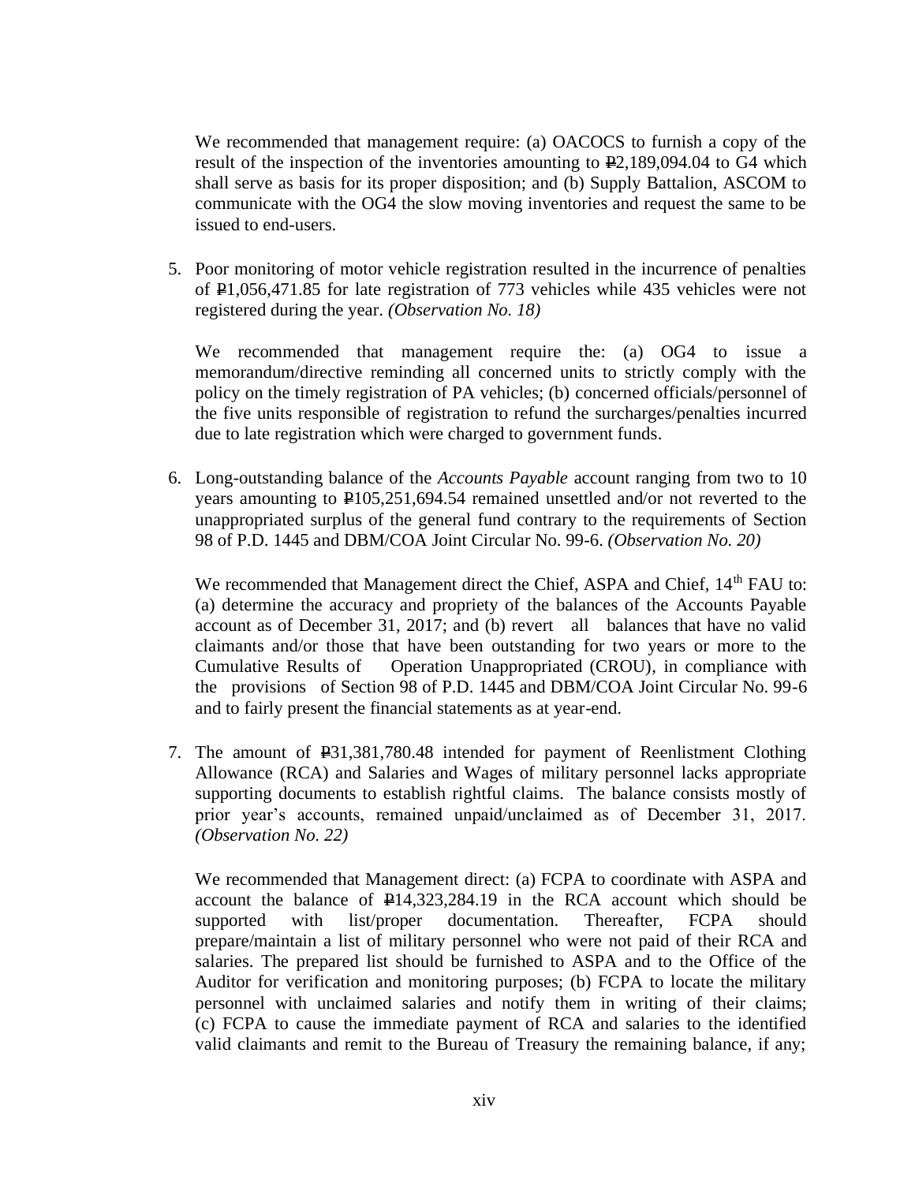We recommended that management require: (a) OACOCS to furnish a copy of the result of the inspection of the inventories amounting to ₱2,189,094.04 to G4 which shall serve as basis for its proper disposition; and (b) Supply Battalion, ASCOM to communicate with the OG4 the slow moving inventories and request the same to be issued to end-users.

5. Poor monitoring of motor vehicle registration resulted in the incurrence of penalties of ₱1,056,471.85 for late registration of 773 vehicles while 435 vehicles were not registered during the year. *(Observation No. 18)*

   We recommended that management require the: (a) OG4 to issue a memorandum/directive reminding all concerned units to strictly comply with the policy on the timely registration of PA vehicles; (b) concerned officials/personnel of the five units responsible of registration to refund the surcharges/penalties incurred due to late registration which were charged to government funds.

6. Long-outstanding balance of the *Accounts Payable* account ranging from two to 10 years amounting to ₱105,251,694.54 remained unsettled and/or not reverted to the unappropriated surplus of the general fund contrary to the requirements of Section 98 of P.D. 1445 and DBM/COA Joint Circular No. 99-6. *(Observation No. 20)*

   We recommended that Management direct the Chief, ASPA and Chief, 14th FAU to: (a) determine the accuracy and propriety of the balances of the Accounts Payable account as of December 31, 2017; and (b) revert all balances that have no valid claimants and/or those that have been outstanding for two years or more to the Cumulative Results of Operation Unappropriated (CROU), in compliance with the provisions of Section 98 of P.D. 1445 and DBM/COA Joint Circular No. 99-6 and to fairly present the financial statements as at year-end.

7. The amount of ₱31,381,780.48 intended for payment of Reenlistment Clothing Allowance (RCA) and Salaries and Wages of military personnel lacks appropriate supporting documents to establish rightful claims. The balance consists mostly of prior year's accounts, remained unpaid/unclaimed as of December 31, 2017. *(Observation No. 22)*

   We recommended that Management direct: (a) FCPA to coordinate with ASPA and account the balance of ₱14,323,284.19 in the RCA account which should be supported with list/proper documentation. Thereafter, FCPA should prepare/maintain a list of military personnel who were not paid of their RCA and salaries. The prepared list should be furnished to ASPA and to the Office of the Auditor for verification and monitoring purposes; (b) FCPA to locate the military personnel with unclaimed salaries and notify them in writing of their claims; (c) FCPA to cause the immediate payment of RCA and salaries to the identified valid claimants and remit to the Bureau of Treasury the remaining balance, if any;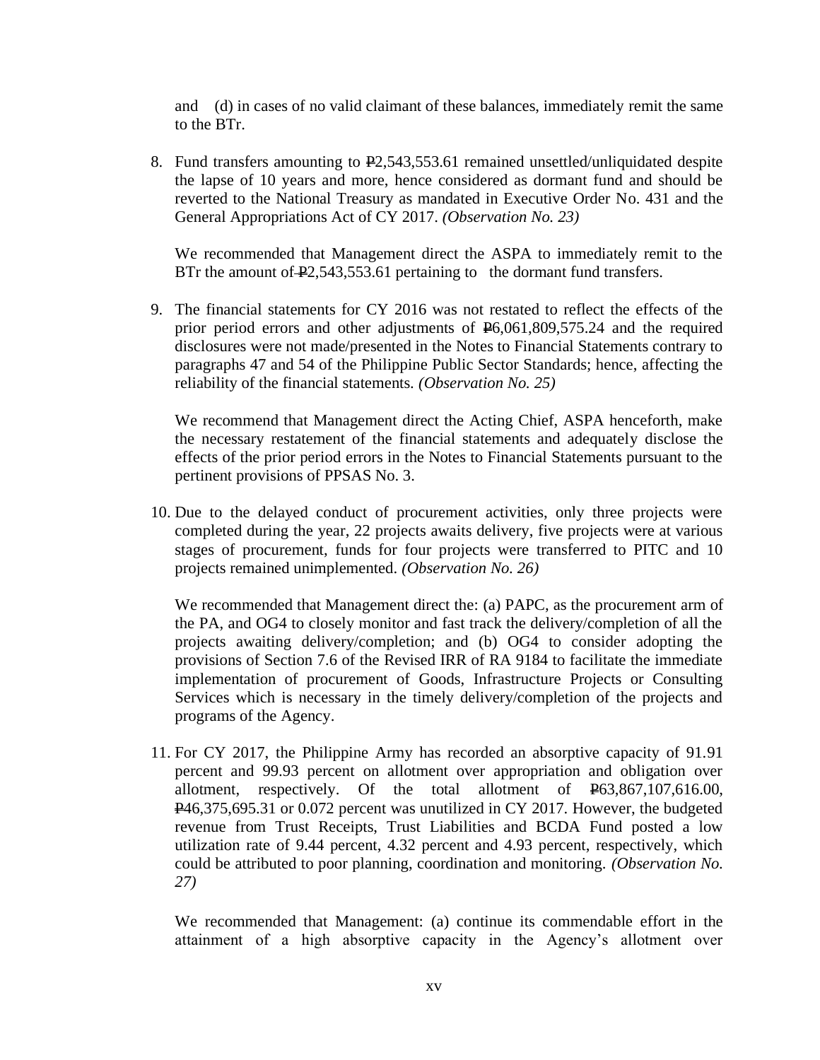and (d) in cases of no valid claimant of these balances, immediately remit the same to the BTr.

8. Fund transfers amounting to ₱2,543,553.61 remained unsettled/unliquidated despite the lapse of 10 years and more, hence considered as dormant fund and should be reverted to the National Treasury as mandated in Executive Order No. 431 and the General Appropriations Act of CY 2017. *(Observation No. 23)*

   We recommended that Management direct the ASPA to immediately remit to the BTr the amount of ₱2,543,553.61 pertaining to the dormant fund transfers.

9. The financial statements for CY 2016 was not restated to reflect the effects of the prior period errors and other adjustments of ₱6,061,809,575.24 and the required disclosures were not made/presented in the Notes to Financial Statements contrary to paragraphs 47 and 54 of the Philippine Public Sector Standards; hence, affecting the reliability of the financial statements. *(Observation No. 25)*

   We recommend that Management direct the Acting Chief, ASPA henceforth, make the necessary restatement of the financial statements and adequately disclose the effects of the prior period errors in the Notes to Financial Statements pursuant to the pertinent provisions of PPSAS No. 3.

10. Due to the delayed conduct of procurement activities, only three projects were completed during the year, 22 projects awaits delivery, five projects were at various stages of procurement, funds for four projects were transferred to PITC and 10 projects remained unimplemented. *(Observation No. 26)*

    We recommended that Management direct the: (a) PAPC, as the procurement arm of the PA, and OG4 to closely monitor and fast track the delivery/completion of all the projects awaiting delivery/completion; and (b) OG4 to consider adopting the provisions of Section 7.6 of the Revised IRR of RA 9184 to facilitate the immediate implementation of procurement of Goods, Infrastructure Projects or Consulting Services which is necessary in the timely delivery/completion of the projects and programs of the Agency.

11. For CY 2017, the Philippine Army has recorded an absorptive capacity of 91.91 percent and 99.93 percent on allotment over appropriation and obligation over allotment, respectively. Of the total allotment of ₱63,867,107,616.00, ₱46,375,695.31 or 0.072 percent was unutilized in CY 2017. However, the budgeted revenue from Trust Receipts, Trust Liabilities and BCDA Fund posted a low utilization rate of 9.44 percent, 4.32 percent and 4.93 percent, respectively, which could be attributed to poor planning, coordination and monitoring. *(Observation No. 27)*

    We recommended that Management: (a) continue its commendable effort in the attainment of a high absorptive capacity in the Agency's allotment over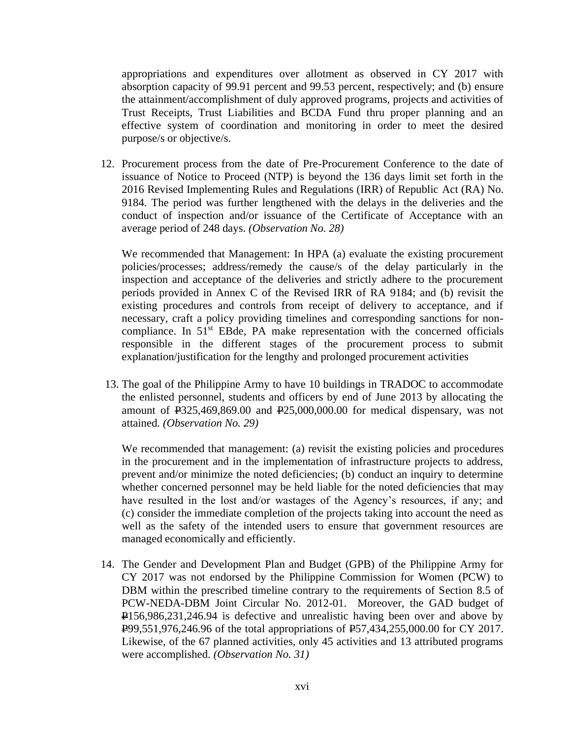appropriations and expenditures over allotment as observed in CY 2017 with absorption capacity of 99.91 percent and 99.53 percent, respectively; and (b) ensure the attainment/accomplishment of duly approved programs, projects and activities of Trust Receipts, Trust Liabilities and BCDA Fund thru proper planning and an effective system of coordination and monitoring in order to meet the desired purpose/s or objective/s.

12. Procurement process from the date of Pre-Procurement Conference to the date of issuance of Notice to Proceed (NTP) is beyond the 136 days limit set forth in the 2016 Revised Implementing Rules and Regulations (IRR) of Republic Act (RA) No. 9184. The period was further lengthened with the delays in the deliveries and the conduct of inspection and/or issuance of the Certificate of Acceptance with an average period of 248 days. *(Observation No. 28)*

    We recommended that Management: In HPA (a) evaluate the existing procurement policies/processes; address/remedy the cause/s of the delay particularly in the inspection and acceptance of the deliveries and strictly adhere to the procurement periods provided in Annex C of the Revised IRR of RA 9184; and (b) revisit the existing procedures and controls from receipt of delivery to acceptance, and if necessary, craft a policy providing timelines and corresponding sanctions for non-compliance. In 51st EBde, PA make representation with the concerned officials responsible in the different stages of the procurement process to submit explanation/justification for the lengthy and prolonged procurement activities

13. The goal of the Philippine Army to have 10 buildings in TRADOC to accommodate the enlisted personnel, students and officers by end of June 2013 by allocating the amount of ₱325,469,869.00 and ₱25,000,000.00 for medical dispensary, was not attained. *(Observation No. 29)*

    We recommended that management: (a) revisit the existing policies and procedures in the procurement and in the implementation of infrastructure projects to address, prevent and/or minimize the noted deficiencies; (b) conduct an inquiry to determine whether concerned personnel may be held liable for the noted deficiencies that may have resulted in the lost and/or wastages of the Agency's resources, if any; and (c) consider the immediate completion of the projects taking into account the need as well as the safety of the intended users to ensure that government resources are managed economically and efficiently.

14. The Gender and Development Plan and Budget (GPB) of the Philippine Army for CY 2017 was not endorsed by the Philippine Commission for Women (PCW) to DBM within the prescribed timeline contrary to the requirements of Section 8.5 of PCW-NEDA-DBM Joint Circular No. 2012-01. Moreover, the GAD budget of ₱156,986,231,246.94 is defective and unrealistic having been over and above by ₱99,551,976,246.96 of the total appropriations of ₱57,434,255,000.00 for CY 2017. Likewise, of the 67 planned activities, only 45 activities and 13 attributed programs were accomplished. *(Observation No. 31)*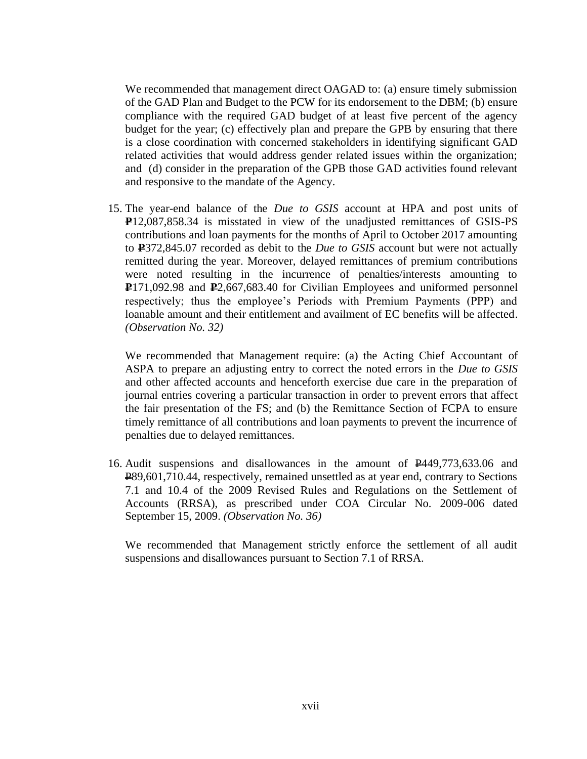We recommended that management direct OAGAD to: (a) ensure timely submission of the GAD Plan and Budget to the PCW for its endorsement to the DBM; (b) ensure compliance with the required GAD budget of at least five percent of the agency budget for the year; (c) effectively plan and prepare the GPB by ensuring that there is a close coordination with concerned stakeholders in identifying significant GAD related activities that would address gender related issues within the organization; and (d) consider in the preparation of the GPB those GAD activities found relevant and responsive to the mandate of the Agency.

15. The year-end balance of the *Due to GSIS* account at HPA and post units of ₱12,087,858.34 is misstated in view of the unadjusted remittances of GSIS-PS contributions and loan payments for the months of April to October 2017 amounting to ₱372,845.07 recorded as debit to the *Due to GSIS* account but were not actually remitted during the year. Moreover, delayed remittances of premium contributions were noted resulting in the incurrence of penalties/interests amounting to ₱171,092.98 and ₱2,667,683.40 for Civilian Employees and uniformed personnel respectively; thus the employee's Periods with Premium Payments (PPP) and loanable amount and their entitlement and availment of EC benefits will be affected. *(Observation No. 32)*

    We recommended that Management require: (a) the Acting Chief Accountant of ASPA to prepare an adjusting entry to correct the noted errors in the *Due to GSIS* and other affected accounts and henceforth exercise due care in the preparation of journal entries covering a particular transaction in order to prevent errors that affect the fair presentation of the FS; and (b) the Remittance Section of FCPA to ensure timely remittance of all contributions and loan payments to prevent the incurrence of penalties due to delayed remittances.

16. Audit suspensions and disallowances in the amount of ₱449,773,633.06 and ₱89,601,710.44, respectively, remained unsettled as at year end, contrary to Sections 7.1 and 10.4 of the 2009 Revised Rules and Regulations on the Settlement of Accounts (RRSA), as prescribed under COA Circular No. 2009-006 dated September 15, 2009. *(Observation No. 36)*

    We recommended that Management strictly enforce the settlement of all audit suspensions and disallowances pursuant to Section 7.1 of RRSA.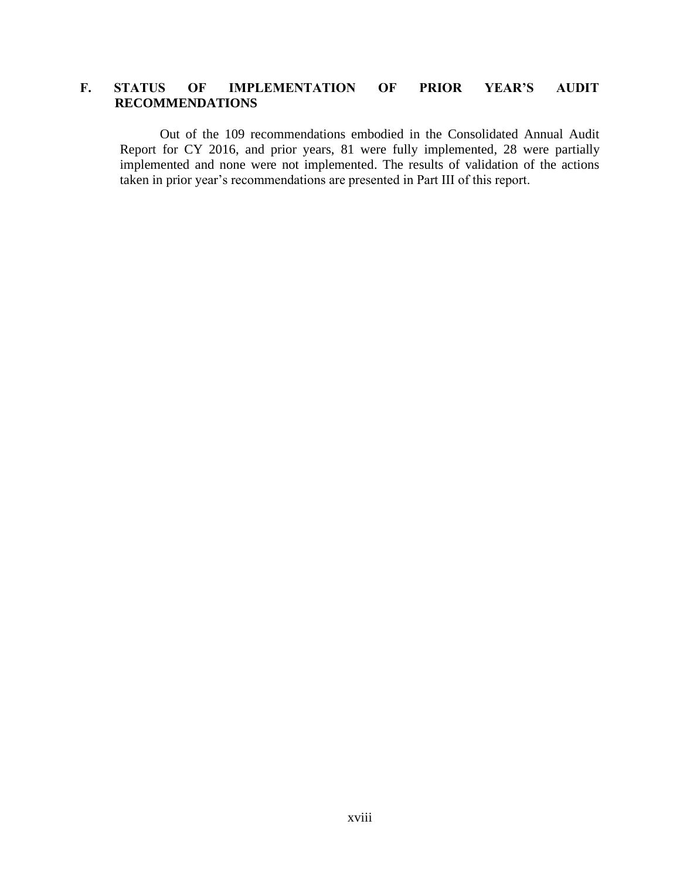## F. STATUS OF IMPLEMENTATION OF PRIOR YEAR'S AUDIT RECOMMENDATIONS

Out of the 109 recommendations embodied in the Consolidated Annual Audit Report for CY 2016, and prior years, 81 were fully implemented, 28 were partially implemented and none were not implemented. The results of validation of the actions taken in prior year's recommendations are presented in Part III of this report.